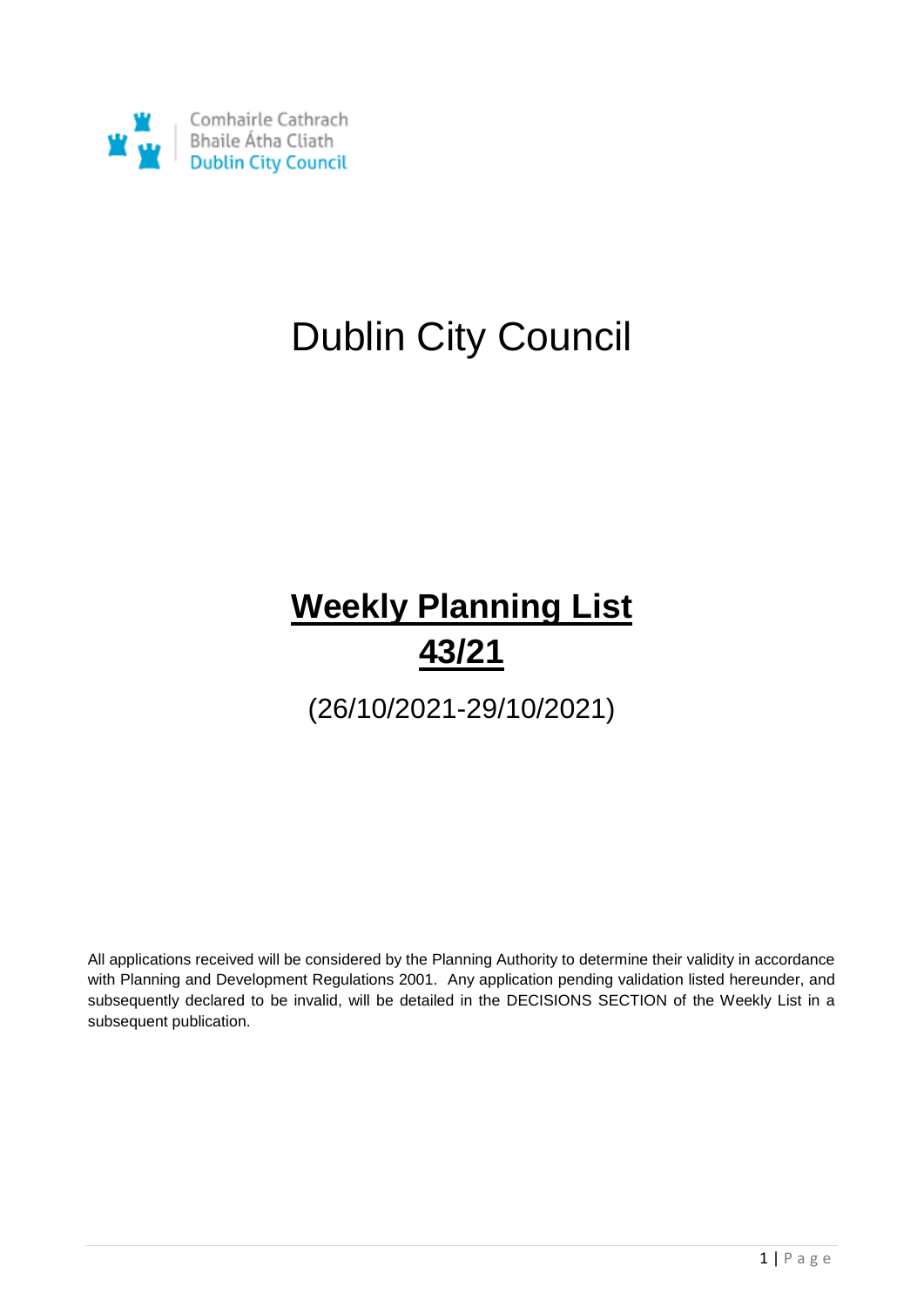Comhairle Cathrach
Bhaile Átha Cliath
Dublin City Council

# Dublin City Council

# **Weekly Planning List 43/21**

(26/10/2021-29/10/2021)

All applications received will be considered by the Planning Authority to determine their validity in accordance with Planning and Development Regulations 2001. Any application pending validation listed hereunder, and subsequently declared to be invalid, will be detailed in the DECISIONS SECTION of the Weekly List in a subsequent publication.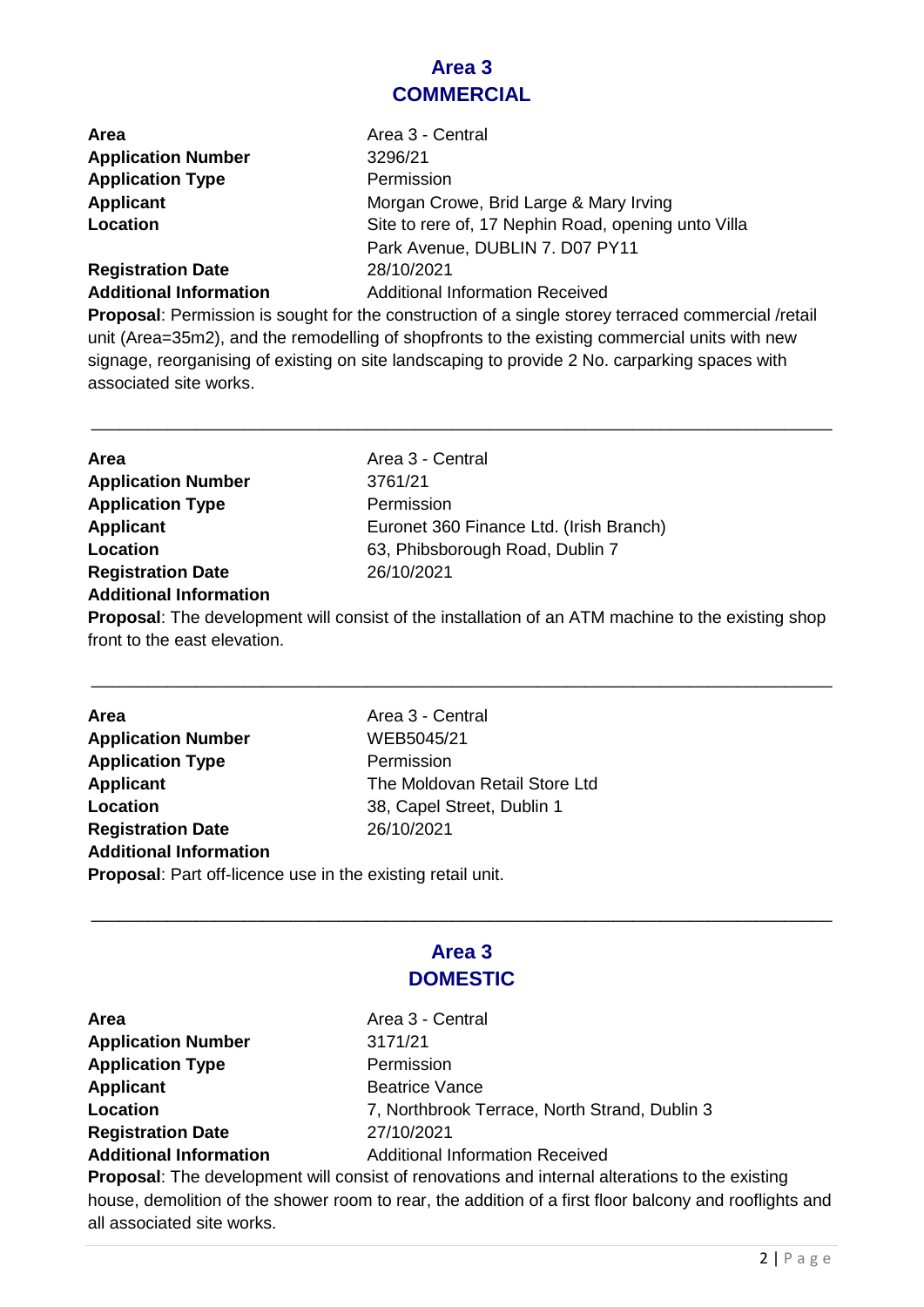## Area 3
## COMMERCIAL

| | |
|---|---|
| **Area** | Area 3 - Central |
| **Application Number** | 3296/21 |
| **Application Type** | Permission |
| **Applicant** | Morgan Crowe, Brid Large & Mary Irving |
| **Location** | Site to rere of, 17 Nephin Road, opening unto Villa Park Avenue, DUBLIN 7. D07 PY11 |
| **Registration Date** | 28/10/2021 |
| **Additional Information** | Additional Information Received |

**Proposal**: Permission is sought for the construction of a single storey terraced commercial /retail unit (Area=35m2), and the remodelling of shopfronts to the existing commercial units with new signage, reorganising of existing on site landscaping to provide 2 No. carparking spaces with associated site works.

---

| | |
|---|---|
| **Area** | Area 3 - Central |
| **Application Number** | 3761/21 |
| **Application Type** | Permission |
| **Applicant** | Euronet 360 Finance Ltd. (Irish Branch) |
| **Location** | 63, Phibsborough Road, Dublin 7 |
| **Registration Date** | 26/10/2021 |
| **Additional Information** | |

**Proposal**: The development will consist of the installation of an ATM machine to the existing shop front to the east elevation.

---

| | |
|---|---|
| **Area** | Area 3 - Central |
| **Application Number** | WEB5045/21 |
| **Application Type** | Permission |
| **Applicant** | The Moldovan Retail Store Ltd |
| **Location** | 38, Capel Street, Dublin 1 |
| **Registration Date** | 26/10/2021 |
| **Additional Information** | |

**Proposal**: Part off-licence use in the existing retail unit.

---

## Area 3
## DOMESTIC

| | |
|---|---|
| **Area** | Area 3 - Central |
| **Application Number** | 3171/21 |
| **Application Type** | Permission |
| **Applicant** | Beatrice Vance |
| **Location** | 7, Northbrook Terrace, North Strand, Dublin 3 |
| **Registration Date** | 27/10/2021 |
| **Additional Information** | Additional Information Received |

**Proposal**: The development will consist of renovations and internal alterations to the existing house, demolition of the shower room to rear, the addition of a first floor balcony and rooflights and all associated site works.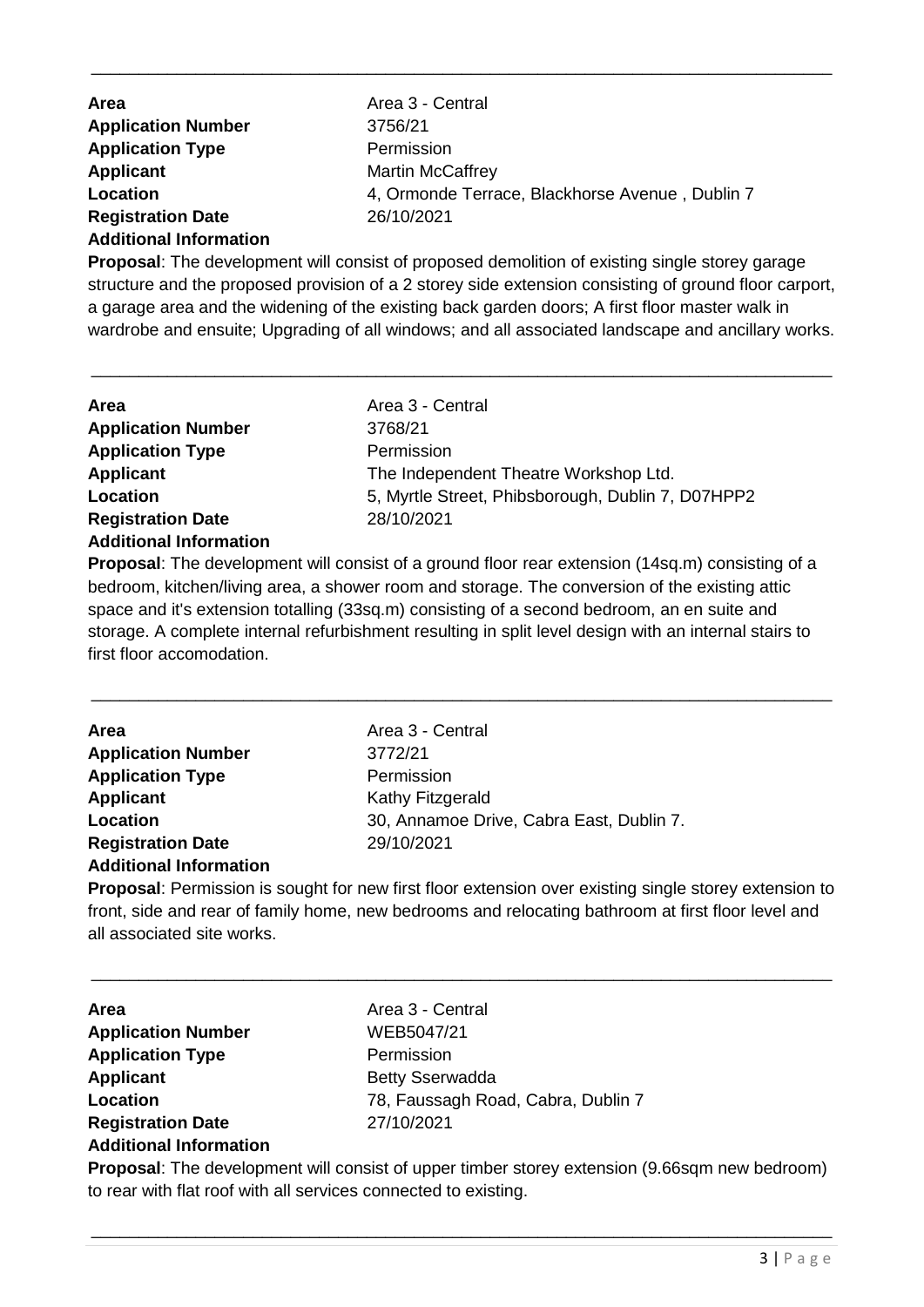---

**Area** Area 3 - Central
**Application Number** 3756/21
**Application Type** Permission
**Applicant** Martin McCaffrey
**Location** 4, Ormonde Terrace, Blackhorse Avenue , Dublin 7
**Registration Date** 26/10/2021
**Additional Information**

**Proposal**: The development will consist of proposed demolition of existing single storey garage structure and the proposed provision of a 2 storey side extension consisting of ground floor carport, a garage area and the widening of the existing back garden doors; A first floor master walk in wardrobe and ensuite; Upgrading of all windows; and all associated landscape and ancillary works.

---

**Area** Area 3 - Central
**Application Number** 3768/21
**Application Type** Permission
**Applicant** The Independent Theatre Workshop Ltd.
**Location** 5, Myrtle Street, Phibsborough, Dublin 7, D07HPP2
**Registration Date** 28/10/2021
**Additional Information**

**Proposal**: The development will consist of a ground floor rear extension (14sq.m) consisting of a bedroom, kitchen/living area, a shower room and storage. The conversion of the existing attic space and it's extension totalling (33sq.m) consisting of a second bedroom, an en suite and storage. A complete internal refurbishment resulting in split level design with an internal stairs to first floor accomodation.

---

**Area** Area 3 - Central
**Application Number** 3772/21
**Application Type** Permission
**Applicant** Kathy Fitzgerald
**Location** 30, Annamoe Drive, Cabra East, Dublin 7.
**Registration Date** 29/10/2021
**Additional Information**

**Proposal**: Permission is sought for new first floor extension over existing single storey extension to front, side and rear of family home, new bedrooms and relocating bathroom at first floor level and all associated site works.

---

**Area** Area 3 - Central
**Application Number** WEB5047/21
**Application Type** Permission
**Applicant** Betty Sserwadda
**Location** 78, Faussagh Road, Cabra, Dublin 7
**Registration Date** 27/10/2021
**Additional Information**

**Proposal**: The development will consist of upper timber storey extension (9.66sqm new bedroom) to rear with flat roof with all services connected to existing.

---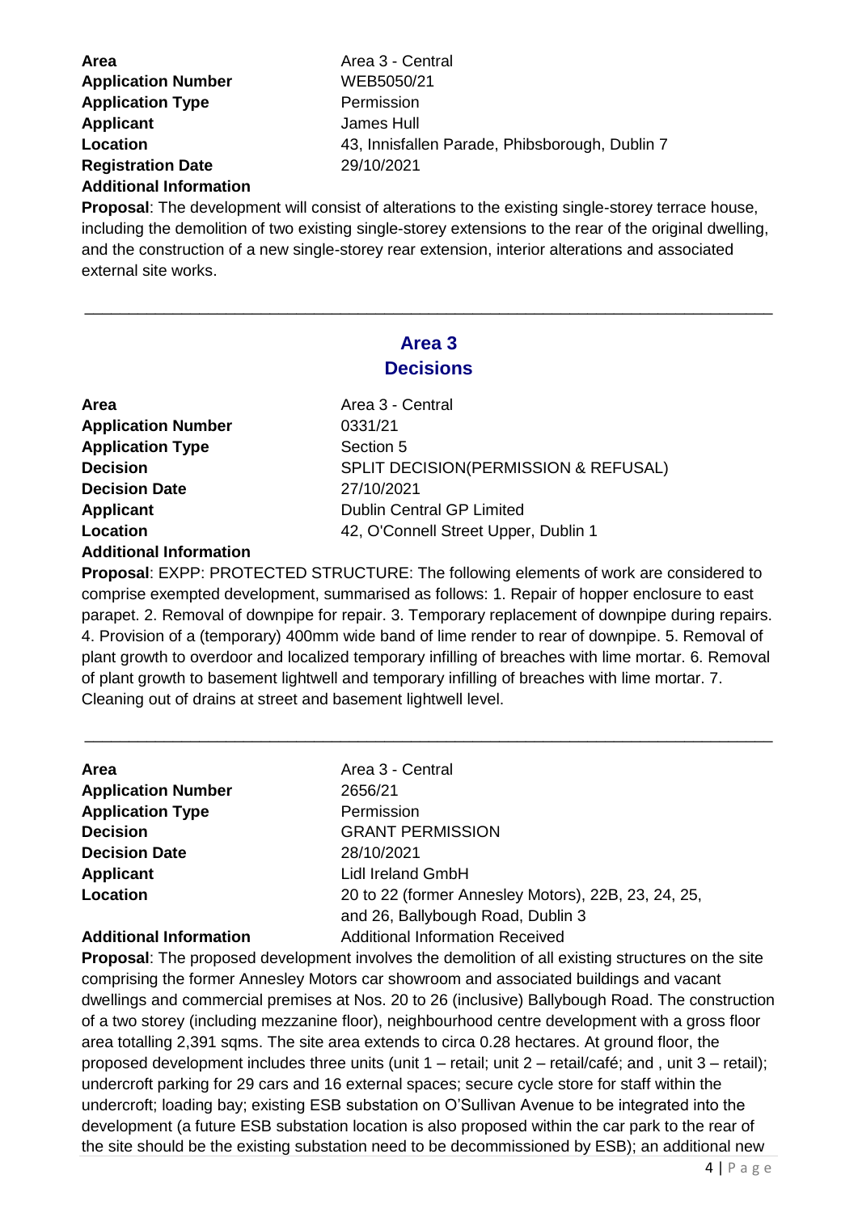**Area** Area 3 - Central
**Application Number** WEB5050/21
**Application Type** Permission
**Applicant** James Hull
**Location** 43, Innisfallen Parade, Phibsborough, Dublin 7
**Registration Date** 29/10/2021
**Additional Information**

**Proposal**: The development will consist of alterations to the existing single-storey terrace house, including the demolition of two existing single-storey extensions to the rear of the original dwelling, and the construction of a new single-storey rear extension, interior alterations and associated external site works.

---

## Area 3
## Decisions

**Area** Area 3 - Central
**Application Number** 0331/21
**Application Type** Section 5
**Decision** SPLIT DECISION(PERMISSION & REFUSAL)
**Decision Date** 27/10/2021
**Applicant** Dublin Central GP Limited
**Location** 42, O'Connell Street Upper, Dublin 1
**Additional Information**

**Proposal**: EXPP: PROTECTED STRUCTURE: The following elements of work are considered to comprise exempted development, summarised as follows: 1. Repair of hopper enclosure to east parapet. 2. Removal of downpipe for repair. 3. Temporary replacement of downpipe during repairs. 4. Provision of a (temporary) 400mm wide band of lime render to rear of downpipe. 5. Removal of plant growth to overdoor and localized temporary infilling of breaches with lime mortar. 6. Removal of plant growth to basement lightwell and temporary infilling of breaches with lime mortar. 7. Cleaning out of drains at street and basement lightwell level.

---

**Area** Area 3 - Central
**Application Number** 2656/21
**Application Type** Permission
**Decision** GRANT PERMISSION
**Decision Date** 28/10/2021
**Applicant** Lidl Ireland GmbH
**Location** 20 to 22 (former Annesley Motors), 22B, 23, 24, 25, and 26, Ballybough Road, Dublin 3
**Additional Information** Additional Information Received

**Proposal**: The proposed development involves the demolition of all existing structures on the site comprising the former Annesley Motors car showroom and associated buildings and vacant dwellings and commercial premises at Nos. 20 to 26 (inclusive) Ballybough Road. The construction of a two storey (including mezzanine floor), neighbourhood centre development with a gross floor area totalling 2,391 sqms. The site area extends to circa 0.28 hectares. At ground floor, the proposed development includes three units (unit 1 – retail; unit 2 – retail/café; and , unit 3 – retail); undercroft parking for 29 cars and 16 external spaces; secure cycle store for staff within the undercroft; loading bay; existing ESB substation on O'Sullivan Avenue to be integrated into the development (a future ESB substation location is also proposed within the car park to the rear of the site should be the existing substation need to be decommissioned by ESB); an additional new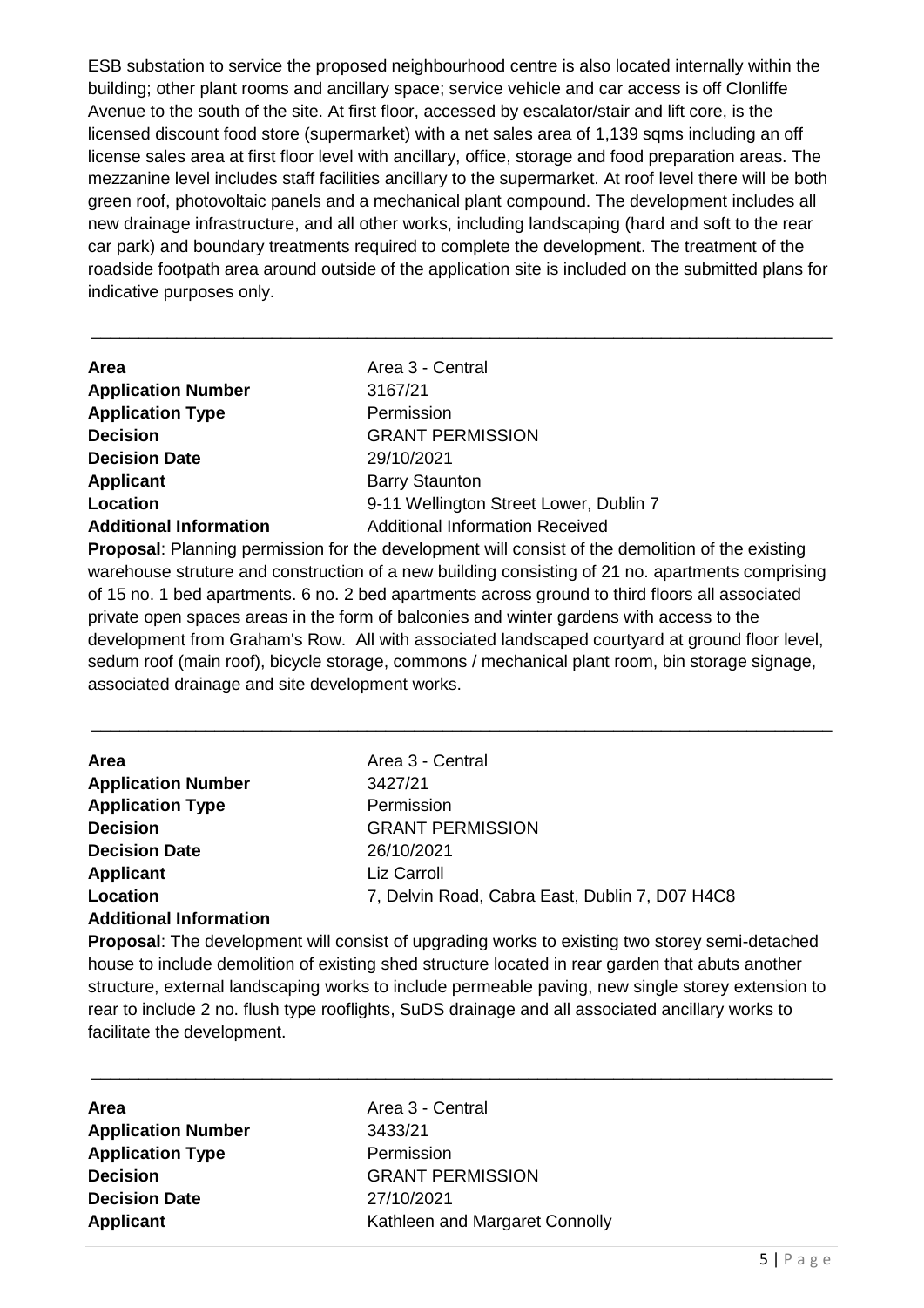ESB substation to service the proposed neighbourhood centre is also located internally within the building; other plant rooms and ancillary space; service vehicle and car access is off Clonliffe Avenue to the south of the site. At first floor, accessed by escalator/stair and lift core, is the licensed discount food store (supermarket) with a net sales area of 1,139 sqms including an off license sales area at first floor level with ancillary, office, storage and food preparation areas. The mezzanine level includes staff facilities ancillary to the supermarket. At roof level there will be both green roof, photovoltaic panels and a mechanical plant compound. The development includes all new drainage infrastructure, and all other works, including landscaping (hard and soft to the rear car park) and boundary treatments required to complete the development. The treatment of the roadside footpath area around outside of the application site is included on the submitted plans for indicative purposes only.

---

| | |
|---|---|
| **Area** | Area 3 - Central |
| **Application Number** | 3167/21 |
| **Application Type** | Permission |
| **Decision** | GRANT PERMISSION |
| **Decision Date** | 29/10/2021 |
| **Applicant** | Barry Staunton |
| **Location** | 9-11 Wellington Street Lower, Dublin 7 |
| **Additional Information** | Additional Information Received |

**Proposal**: Planning permission for the development will consist of the demolition of the existing warehouse struture and construction of a new building consisting of 21 no. apartments comprising of 15 no. 1 bed apartments. 6 no. 2 bed apartments across ground to third floors all associated private open spaces areas in the form of balconies and winter gardens with access to the development from Graham's Row. All with associated landscaped courtyard at ground floor level, sedum roof (main roof), bicycle storage, commons / mechanical plant room, bin storage signage, associated drainage and site development works.

---

| | |
|---|---|
| **Area** | Area 3 - Central |
| **Application Number** | 3427/21 |
| **Application Type** | Permission |
| **Decision** | GRANT PERMISSION |
| **Decision Date** | 26/10/2021 |
| **Applicant** | Liz Carroll |
| **Location** | 7, Delvin Road, Cabra East, Dublin 7, D07 H4C8 |
| **Additional Information** | |

**Proposal**: The development will consist of upgrading works to existing two storey semi-detached house to include demolition of existing shed structure located in rear garden that abuts another structure, external landscaping works to include permeable paving, new single storey extension to rear to include 2 no. flush type rooflights, SuDS drainage and all associated ancillary works to facilitate the development.

---

| | |
|---|---|
| **Area** | Area 3 - Central |
| **Application Number** | 3433/21 |
| **Application Type** | Permission |
| **Decision** | GRANT PERMISSION |
| **Decision Date** | 27/10/2021 |
| **Applicant** | Kathleen and Margaret Connolly |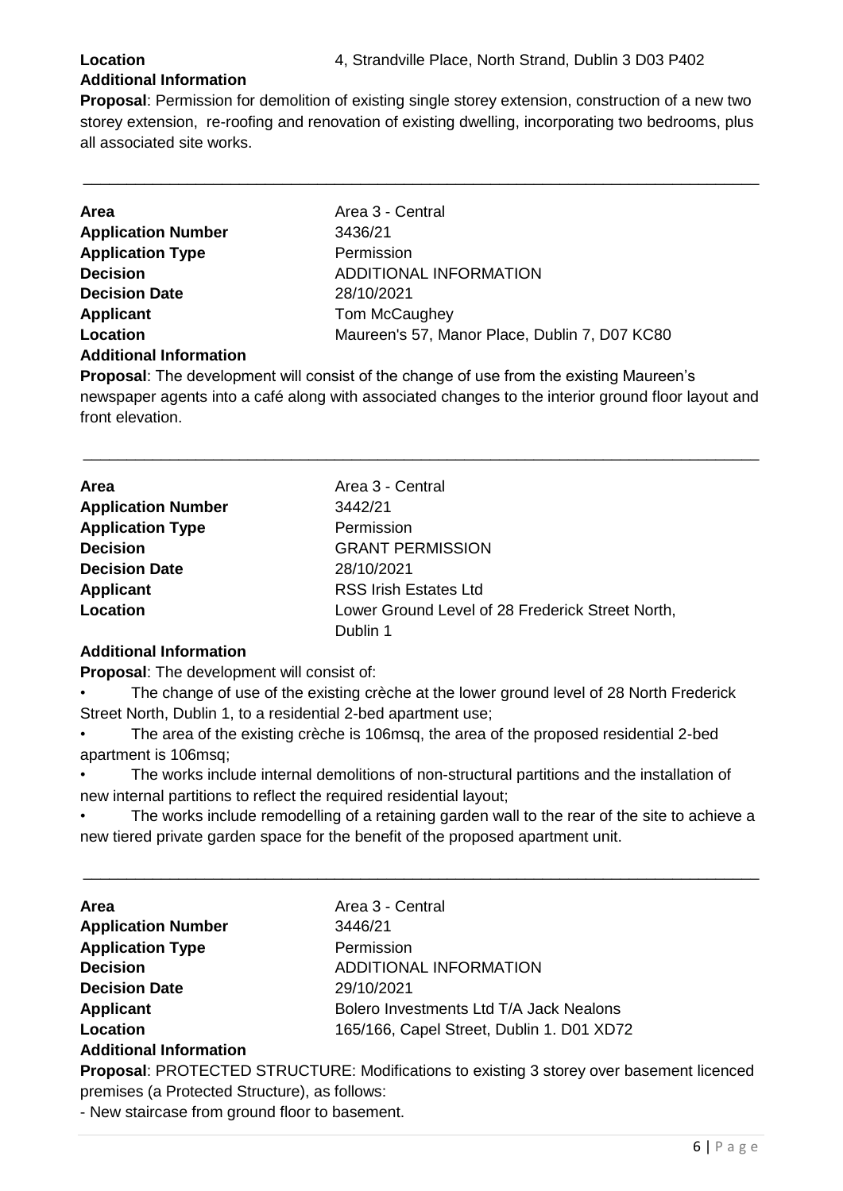**Location** 4, Strandville Place, North Strand, Dublin 3 D03 P402

**Additional Information**

**Proposal**: Permission for demolition of existing single storey extension, construction of a new two storey extension, re-roofing and renovation of existing dwelling, incorporating two bedrooms, plus all associated site works.

---

**Area** Area 3 - Central

**Application Number** 3436/21

**Application Type** Permission

**Decision** ADDITIONAL INFORMATION

**Decision Date** 28/10/2021

**Applicant** Tom McCaughey

**Location** Maureen's 57, Manor Place, Dublin 7, D07 KC80

**Additional Information**

**Proposal**: The development will consist of the change of use from the existing Maureen's newspaper agents into a café along with associated changes to the interior ground floor layout and front elevation.

---

**Area** Area 3 - Central

**Application Number** 3442/21

**Application Type** Permission

**Decision** GRANT PERMISSION

**Decision Date** 28/10/2021

**Applicant** RSS Irish Estates Ltd

**Location** Lower Ground Level of 28 Frederick Street North, Dublin 1

**Additional Information**

**Proposal**: The development will consist of:

- The change of use of the existing crèche at the lower ground level of 28 North Frederick Street North, Dublin 1, to a residential 2-bed apartment use;
- The area of the existing crèche is 106msq, the area of the proposed residential 2-bed apartment is 106msq;
- The works include internal demolitions of non-structural partitions and the installation of new internal partitions to reflect the required residential layout;
- The works include remodelling of a retaining garden wall to the rear of the site to achieve a new tiered private garden space for the benefit of the proposed apartment unit.

---

**Area** Area 3 - Central

**Application Number** 3446/21

**Application Type** Permission

**Decision** ADDITIONAL INFORMATION

**Decision Date** 29/10/2021

**Applicant** Bolero Investments Ltd T/A Jack Nealons

**Location** 165/166, Capel Street, Dublin 1. D01 XD72

**Additional Information**

**Proposal**: PROTECTED STRUCTURE: Modifications to existing 3 storey over basement licenced premises (a Protected Structure), as follows:

- New staircase from ground floor to basement.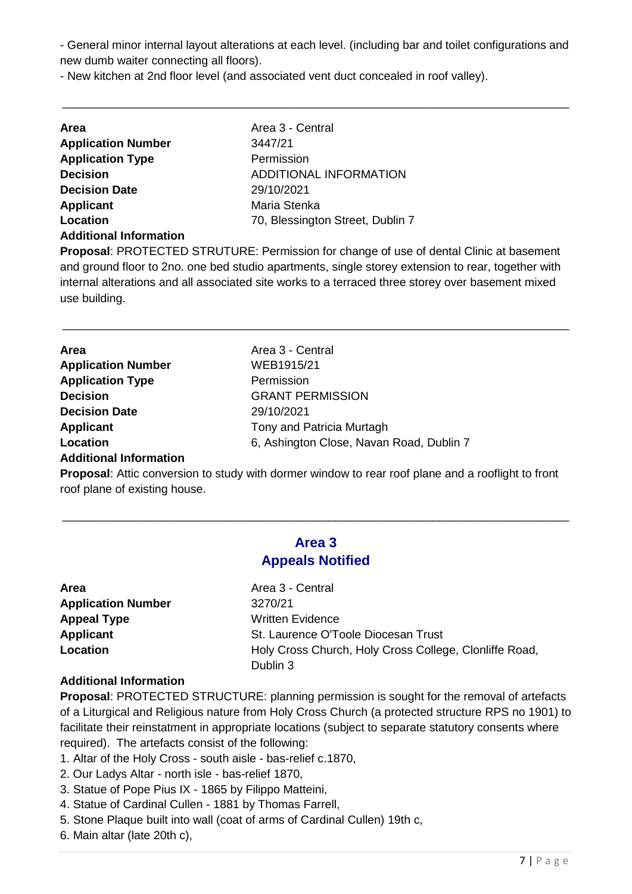- General minor internal layout alterations at each level. (including bar and toilet configurations and new dumb waiter connecting all floors).
- New kitchen at 2nd floor level (and associated vent duct concealed in roof valley).

---

| | |
|---|---|
| **Area** | Area 3 - Central |
| **Application Number** | 3447/21 |
| **Application Type** | Permission |
| **Decision** | ADDITIONAL INFORMATION |
| **Decision Date** | 29/10/2021 |
| **Applicant** | Maria Stenka |
| **Location** | 70, Blessington Street, Dublin 7 |

**Additional Information**

**Proposal**: PROTECTED STRUTURE: Permission for change of use of dental Clinic at basement and ground floor to 2no. one bed studio apartments, single storey extension to rear, together with internal alterations and all associated site works to a terraced three storey over basement mixed use building.

---

| | |
|---|---|
| **Area** | Area 3 - Central |
| **Application Number** | WEB1915/21 |
| **Application Type** | Permission |
| **Decision** | GRANT PERMISSION |
| **Decision Date** | 29/10/2021 |
| **Applicant** | Tony and Patricia Murtagh |
| **Location** | 6, Ashington Close, Navan Road, Dublin 7 |

**Additional Information**

**Proposal**: Attic conversion to study with dormer window to rear roof plane and a rooflight to front roof plane of existing house.

---

## Area 3
## Appeals Notified

| | |
|---|---|
| **Area** | Area 3 - Central |
| **Application Number** | 3270/21 |
| **Appeal Type** | Written Evidence |
| **Applicant** | St. Laurence O'Toole Diocesan Trust |
| **Location** | Holy Cross Church, Holy Cross College, Clonliffe Road, Dublin 3 |

**Additional Information**

**Proposal**: PROTECTED STRUCTURE: planning permission is sought for the removal of artefacts of a Liturgical and Religious nature from Holy Cross Church (a protected structure RPS no 1901) to facilitate their reinstatment in appropriate locations (subject to separate statutory consents where required). The artefacts consist of the following:

1. Altar of the Holy Cross - south aisle - bas-relief c.1870,
2. Our Ladys Altar - north isle - bas-relief 1870,
3. Statue of Pope Pius IX - 1865 by Filippo Matteini,
4. Statue of Cardinal Cullen - 1881 by Thomas Farrell,
5. Stone Plaque built into wall (coat of arms of Cardinal Cullen) 19th c,
6. Main altar (late 20th c),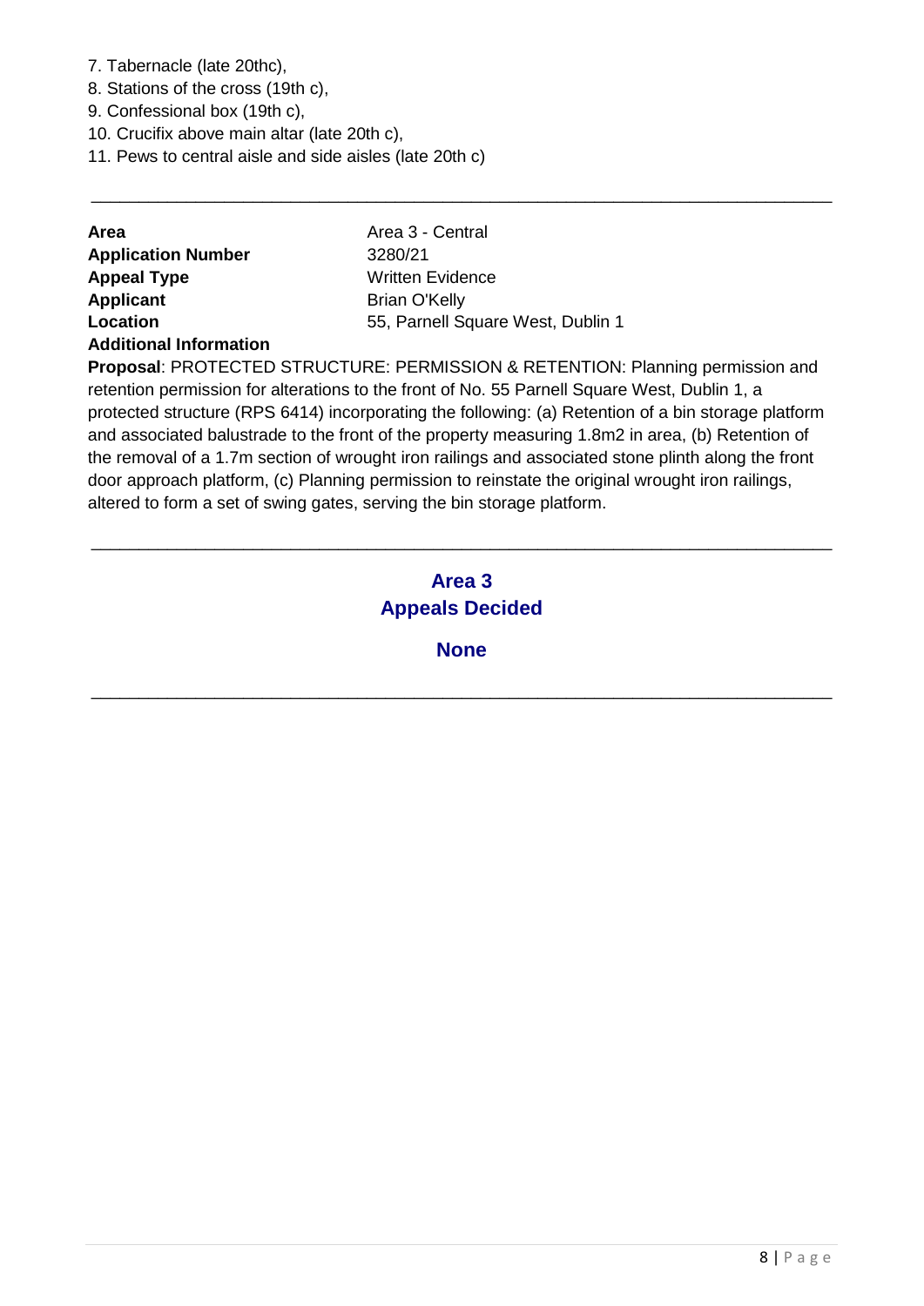7. Tabernacle (late 20thc),
8. Stations of the cross (19th c),
9. Confessional box (19th c),
10. Crucifix above main altar (late 20th c),
11. Pews to central aisle and side aisles (late 20th c)

---

| | |
|---|---|
| **Area** | Area 3 - Central |
| **Application Number** | 3280/21 |
| **Appeal Type** | Written Evidence |
| **Applicant** | Brian O'Kelly |
| **Location** | 55, Parnell Square West, Dublin 1 |

**Additional Information**

**Proposal**: PROTECTED STRUCTURE: PERMISSION & RETENTION: Planning permission and retention permission for alterations to the front of No. 55 Parnell Square West, Dublin 1, a protected structure (RPS 6414) incorporating the following: (a) Retention of a bin storage platform and associated balustrade to the front of the property measuring 1.8m2 in area, (b) Retention of the removal of a 1.7m section of wrought iron railings and associated stone plinth along the front door approach platform, (c) Planning permission to reinstate the original wrought iron railings, altered to form a set of swing gates, serving the bin storage platform.

---

## Area 3
## Appeals Decided

**None**

---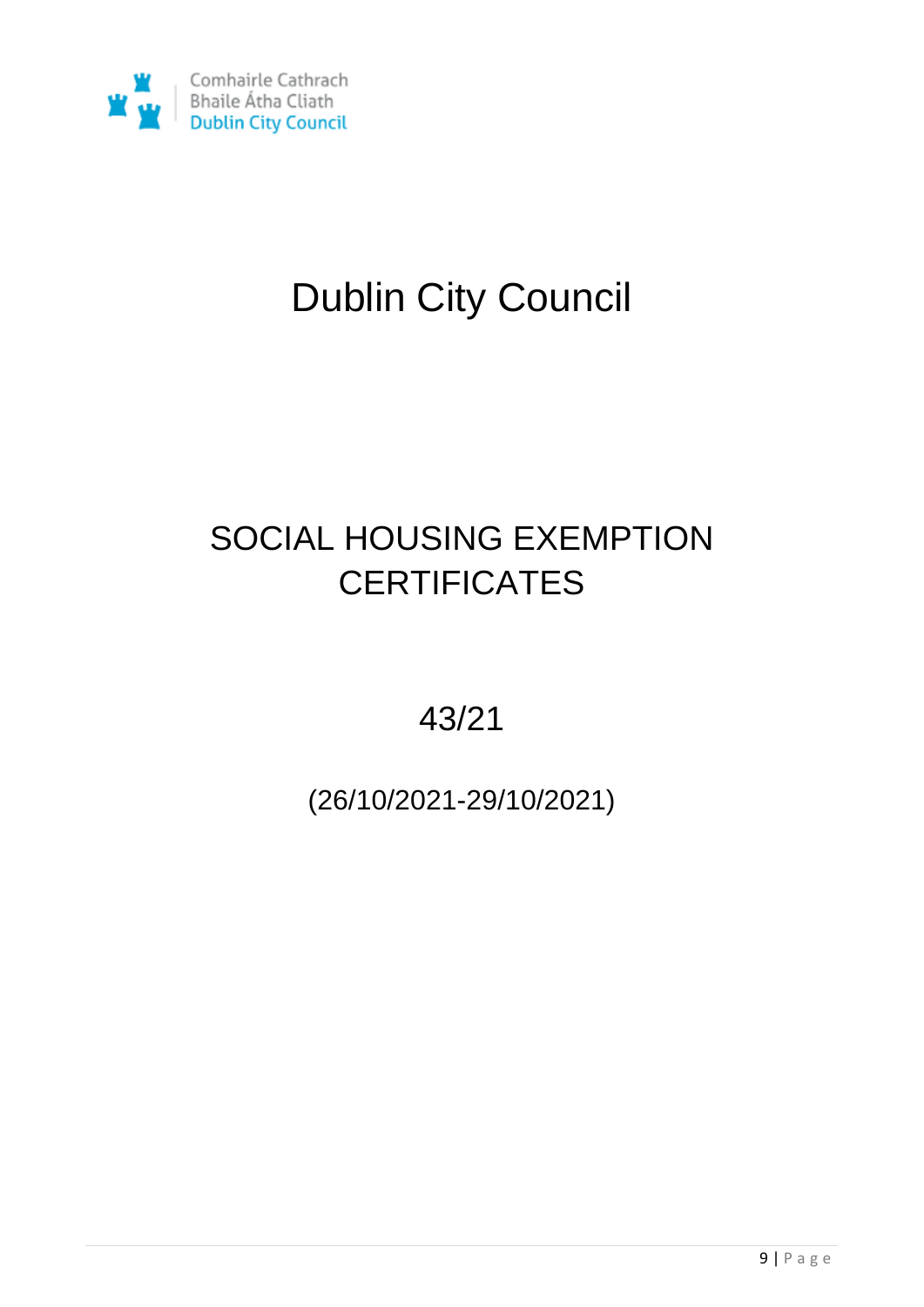Comhairle Cathrach Bhaile Átha Cliath
Dublin City Council

# Dublin City Council

## SOCIAL HOUSING EXEMPTION CERTIFICATES

43/21

(26/10/2021-29/10/2021)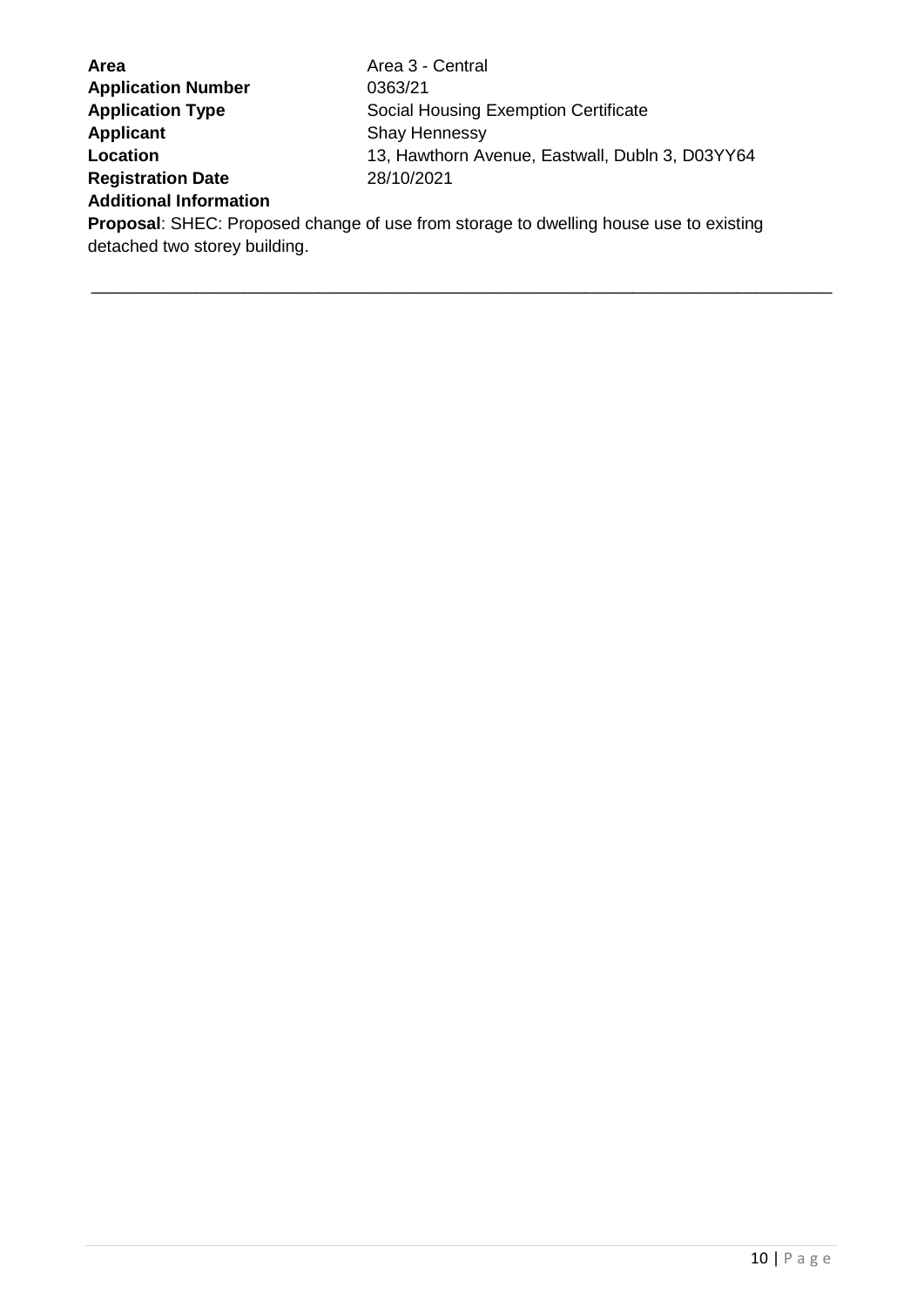**Area** Area 3 - Central
**Application Number** 0363/21
**Application Type** Social Housing Exemption Certificate
**Applicant** Shay Hennessy
**Location** 13, Hawthorn Avenue, Eastwall, Dubln 3, D03YY64
**Registration Date** 28/10/2021
**Additional Information**

**Proposal**: SHEC: Proposed change of use from storage to dwelling house use to existing detached two storey building.

---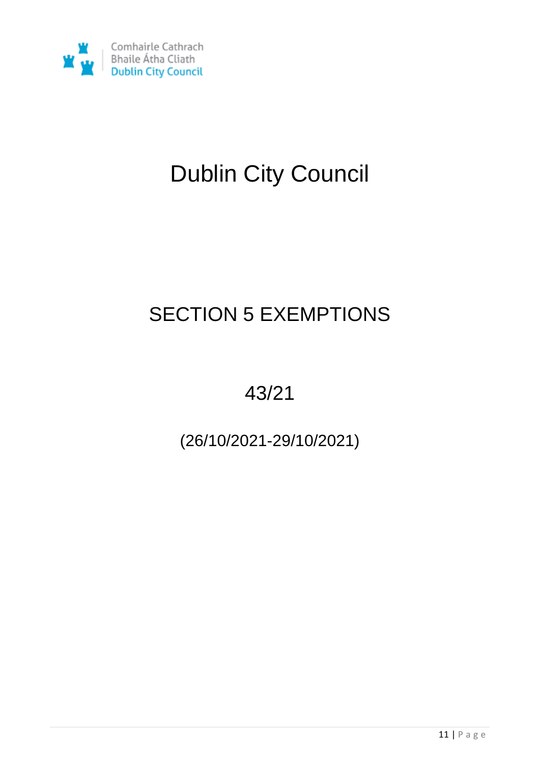Comhairle Cathrach Bhaile Átha Cliath
Dublin City Council

# Dublin City Council

## SECTION 5 EXEMPTIONS

## 43/21

(26/10/2021-29/10/2021)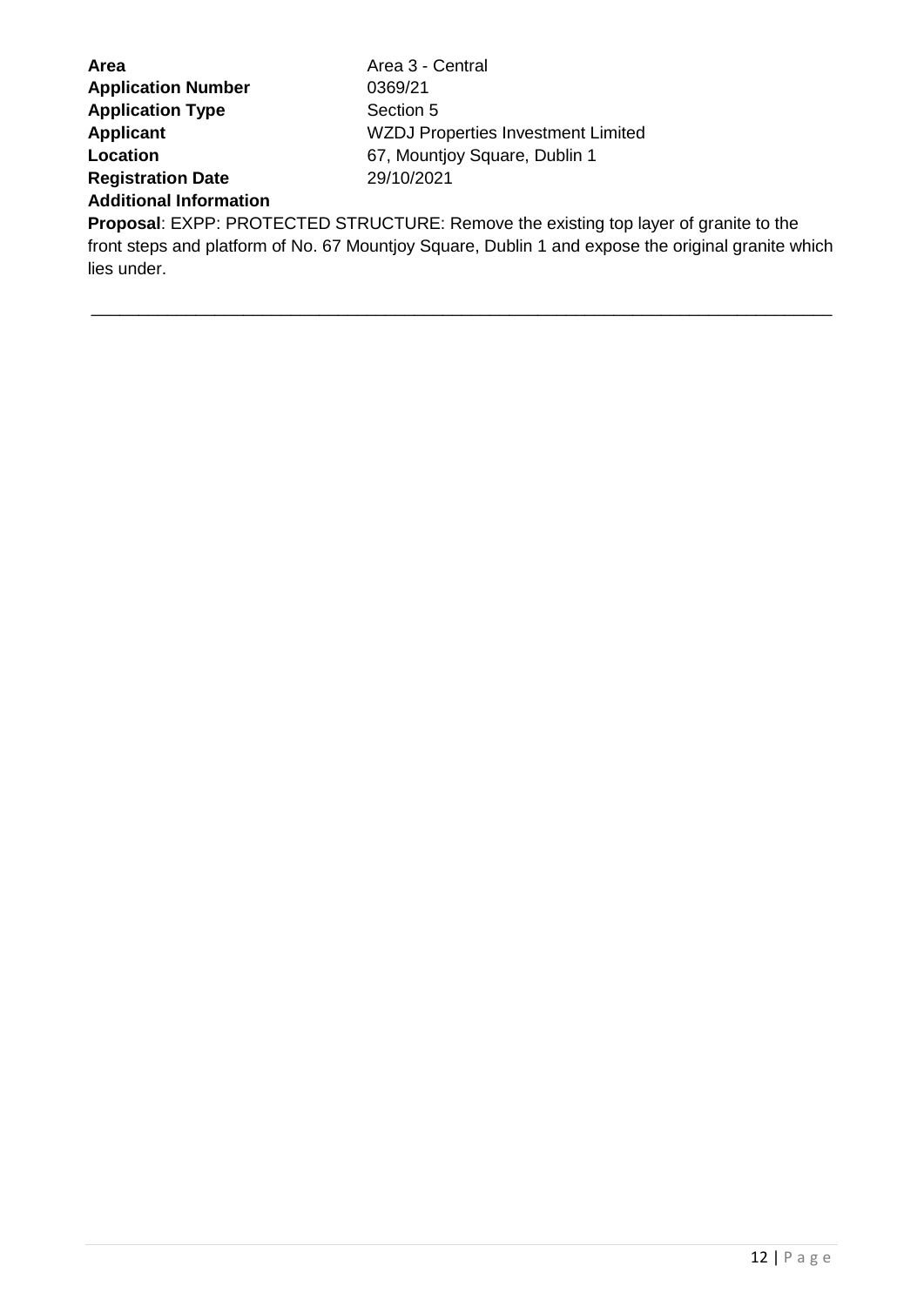**Area** Area 3 - Central
**Application Number** 0369/21
**Application Type** Section 5
**Applicant** WZDJ Properties Investment Limited
**Location** 67, Mountjoy Square, Dublin 1
**Registration Date** 29/10/2021
**Additional Information**

**Proposal**: EXPP: PROTECTED STRUCTURE: Remove the existing top layer of granite to the front steps and platform of No. 67 Mountjoy Square, Dublin 1 and expose the original granite which lies under.

---